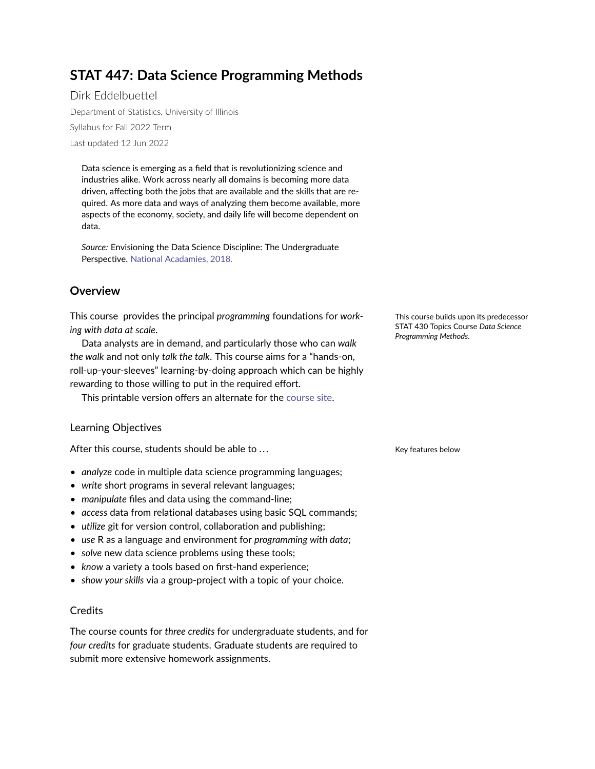# STAT 447: Data Science Programming Methods

Dirk Eddelbuettel

Department of Statistics, University of Illinois

Syllabus for Fall 2022 Term

Last updated 12 Jun 2022

> Data science is emerging as a field that is revolutionizing science and industries alike. Work across nearly all domains is becoming more data driven, affecting both the jobs that are available and the skills that are required. As more data and ways of analyzing them become available, more aspects of the economy, society, and daily life will become dependent on data.
>
> *Source:* Envisioning the Data Science Discipline: The Undergraduate Perspective. National Acadamies, 2018.

## Overview

This course provides the principal *programming* foundations for *working with data at scale*.

This course builds upon its predecessor STAT 430 Topics Course *Data Science Programming Methods*.

Data analysts are in demand, and particularly those who can *walk the walk* and not only *talk the talk*. This course aims for a "hands-on, roll-up-your-sleeves" learning-by-doing approach which can be highly rewarding to those willing to put in the required effort.

This printable version offers an alternate for the course site.

### Learning Objectives

After this course, students should be able to …

Key features below

- *analyze* code in multiple data science programming languages;
- *write* short programs in several relevant languages;
- *manipulate* files and data using the command-line;
- *access* data from relational databases using basic SQL commands;
- *utilize* git for version control, collaboration and publishing;
- *use* R as a language and environment for *programming with data*;
- *solve* new data science problems using these tools;
- *know* a variety a tools based on first-hand experience;
- *show your skills* via a group-project with a topic of your choice.

### Credits

The course counts for *three credits* for undergraduate students, and for *four credits* for graduate students. Graduate students are required to submit more extensive homework assignments.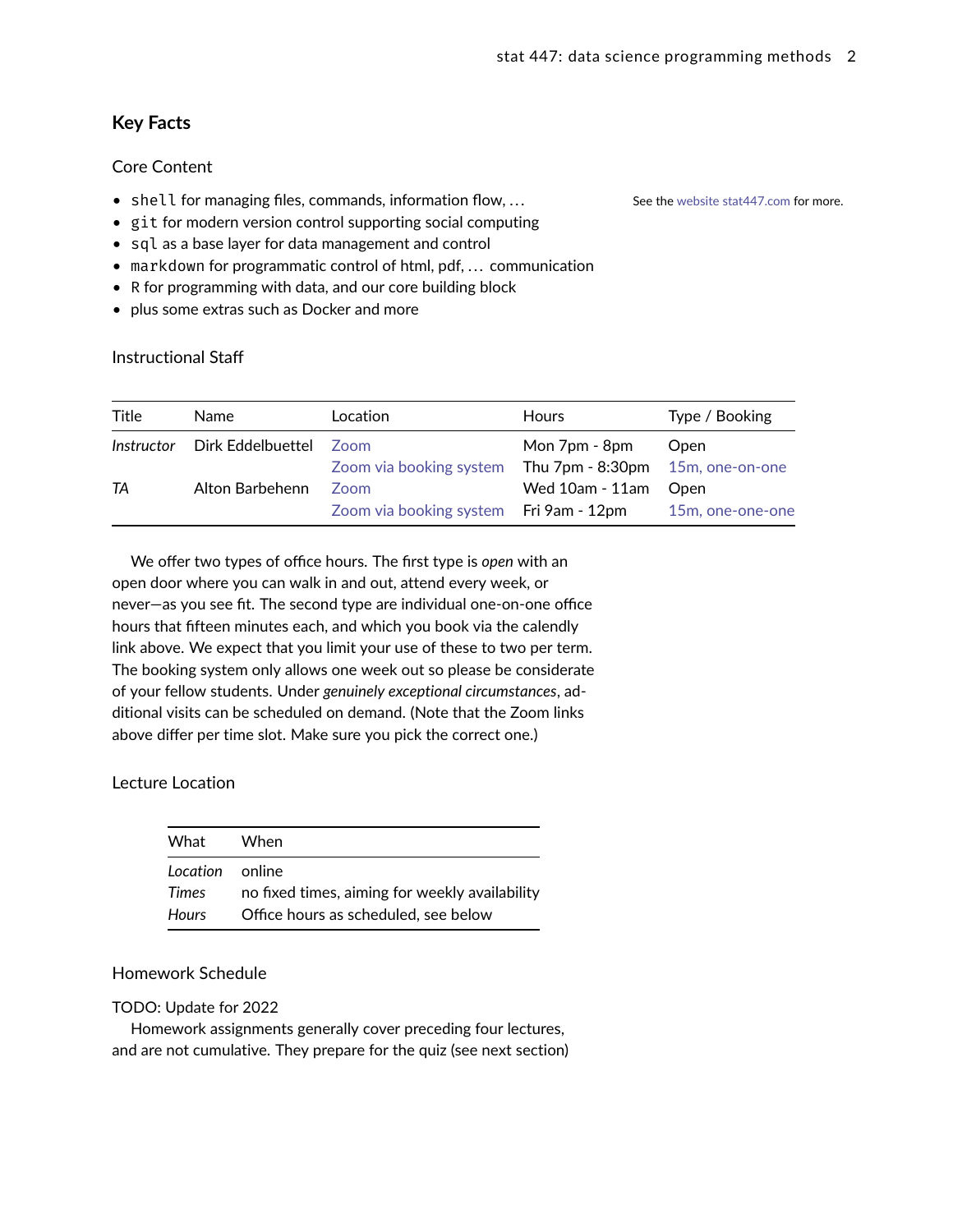## Key Facts

### Core Content

- `shell` for managing files, commands, information flow, ...
- `git` for modern version control supporting social computing
- `sql` as a base layer for data management and control
- `markdown` for programmatic control of html, pdf, ... communication
- R for programming with data, and our core building block
- plus some extras such as Docker and more

See the website stat447.com for more.

### Instructional Staff

| Title | Name | Location | Hours | Type / Booking |
|---|---|---|---|---|
| *Instructor* | Dirk Eddelbuettel | Zoom | Mon 7pm - 8pm | Open |
| | | Zoom via booking system | Thu 7pm - 8:30pm | 15m, one-on-one |
| *TA* | Alton Barbehenn | Zoom | Wed 10am - 11am | Open |
| | | Zoom via booking system | Fri 9am - 12pm | 15m, one-one-one |

We offer two types of office hours. The first type is *open* with an open door where you can walk in and out, attend every week, or never—as you see fit. The second type are individual one-on-one office hours that fifteen minutes each, and which you book via the calendly link above. We expect that you limit your use of these to two per term. The booking system only allows one week out so please be considerate of your fellow students. Under *genuinely exceptional circumstances*, additional visits can be scheduled on demand. (Note that the Zoom links above differ per time slot. Make sure you pick the correct one.)

### Lecture Location

| What | When |
|---|---|
| *Location* | online |
| *Times* | no fixed times, aiming for weekly availability |
| *Hours* | Office hours as scheduled, see below |

### Homework Schedule

TODO: Update for 2022

Homework assignments generally cover preceding four lectures, and are not cumulative. They prepare for the quiz (see next section)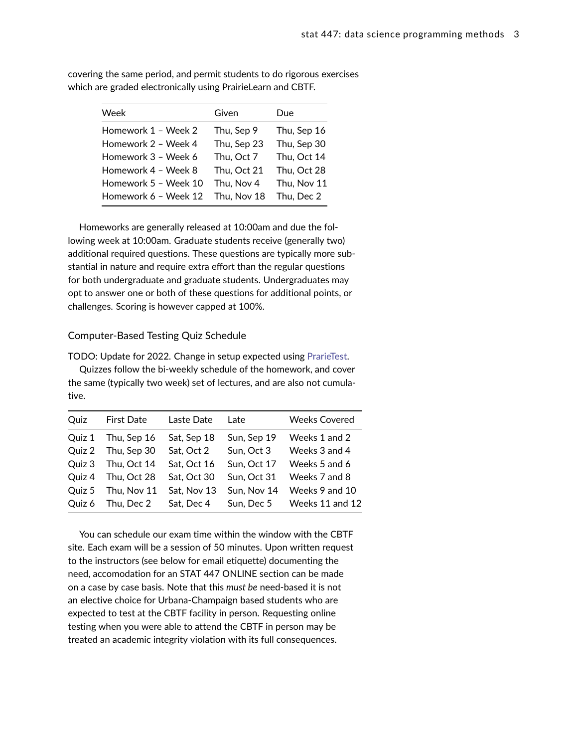covering the same period, and permit students to do rigorous exercises which are graded electronically using PrairieLearn and CBTF.

| Week | Given | Due |
|---|---|---|
| Homework 1 – Week 2 | Thu, Sep 9 | Thu, Sep 16 |
| Homework 2 – Week 4 | Thu, Sep 23 | Thu, Sep 30 |
| Homework 3 – Week 6 | Thu, Oct 7 | Thu, Oct 14 |
| Homework 4 – Week 8 | Thu, Oct 21 | Thu, Oct 28 |
| Homework 5 – Week 10 | Thu, Nov 4 | Thu, Nov 11 |
| Homework 6 – Week 12 | Thu, Nov 18 | Thu, Dec 2 |

Homeworks are generally released at 10:00am and due the following week at 10:00am. Graduate students receive (generally two) additional required questions. These questions are typically more substantial in nature and require extra effort than the regular questions for both undergraduate and graduate students. Undergraduates may opt to answer one or both of these questions for additional points, or challenges. Scoring is however capped at 100%.

## Computer-Based Testing Quiz Schedule

TODO: Update for 2022. Change in setup expected using PrarieTest.

Quizzes follow the bi-weekly schedule of the homework, and cover the same (typically two week) set of lectures, and are also not cumulative.

| Quiz | First Date | Laste Date | Late | Weeks Covered |
|---|---|---|---|---|
| Quiz 1 | Thu, Sep 16 | Sat, Sep 18 | Sun, Sep 19 | Weeks 1 and 2 |
| Quiz 2 | Thu, Sep 30 | Sat, Oct 2 | Sun, Oct 3 | Weeks 3 and 4 |
| Quiz 3 | Thu, Oct 14 | Sat, Oct 16 | Sun, Oct 17 | Weeks 5 and 6 |
| Quiz 4 | Thu, Oct 28 | Sat, Oct 30 | Sun, Oct 31 | Weeks 7 and 8 |
| Quiz 5 | Thu, Nov 11 | Sat, Nov 13 | Sun, Nov 14 | Weeks 9 and 10 |
| Quiz 6 | Thu, Dec 2 | Sat, Dec 4 | Sun, Dec 5 | Weeks 11 and 12 |

You can schedule our exam time within the window with the CBTF site. Each exam will be a session of 50 minutes. Upon written request to the instructors (see below for email etiquette) documenting the need, accomodation for an STAT 447 ONLINE section can be made on a case by case basis. Note that this *must be* need-based it is not an elective choice for Urbana-Champaign based students who are expected to test at the CBTF facility in person. Requesting online testing when you were able to attend the CBTF in person may be treated an academic integrity violation with its full consequences.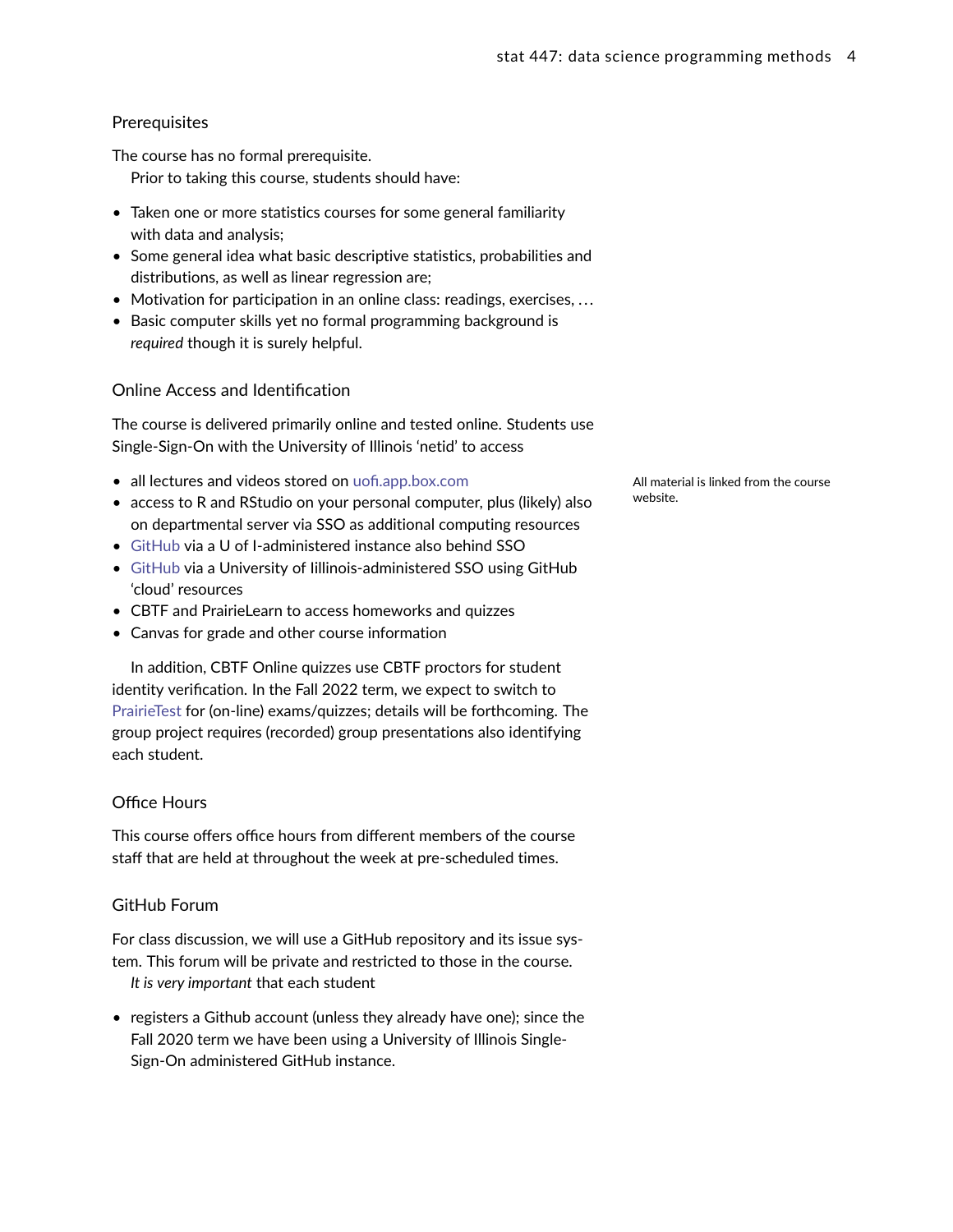## Prerequisites

The course has no formal prerequisite.

Prior to taking this course, students should have:

- Taken one or more statistics courses for some general familiarity with data and analysis;
- Some general idea what basic descriptive statistics, probabilities and distributions, as well as linear regression are;
- Motivation for participation in an online class: readings, exercises, …
- Basic computer skills yet no formal programming background is *required* though it is surely helpful.

## Online Access and Identification

The course is delivered primarily online and tested online. Students use Single-Sign-On with the University of Illinois 'netid' to access

- all lectures and videos stored on uofi.app.box.com
- access to R and RStudio on your personal computer, plus (likely) also on departmental server via SSO as additional computing resources
- GitHub via a U of I-administered instance also behind SSO
- GitHub via a University of Iillinois-administered SSO using GitHub 'cloud' resources
- CBTF and PrairieLearn to access homeworks and quizzes
- Canvas for grade and other course information

All material is linked from the course website.

In addition, CBTF Online quizzes use CBTF proctors for student identity verification. In the Fall 2022 term, we expect to switch to PrairieTest for (on-line) exams/quizzes; details will be forthcoming. The group project requires (recorded) group presentations also identifying each student.

## Office Hours

This course offers office hours from different members of the course staff that are held at throughout the week at pre-scheduled times.

## GitHub Forum

For class discussion, we will use a GitHub repository and its issue system. This forum will be private and restricted to those in the course.

*It is very important* that each student

- registers a Github account (unless they already have one); since the Fall 2020 term we have been using a University of Illinois Single-Sign-On administered GitHub instance.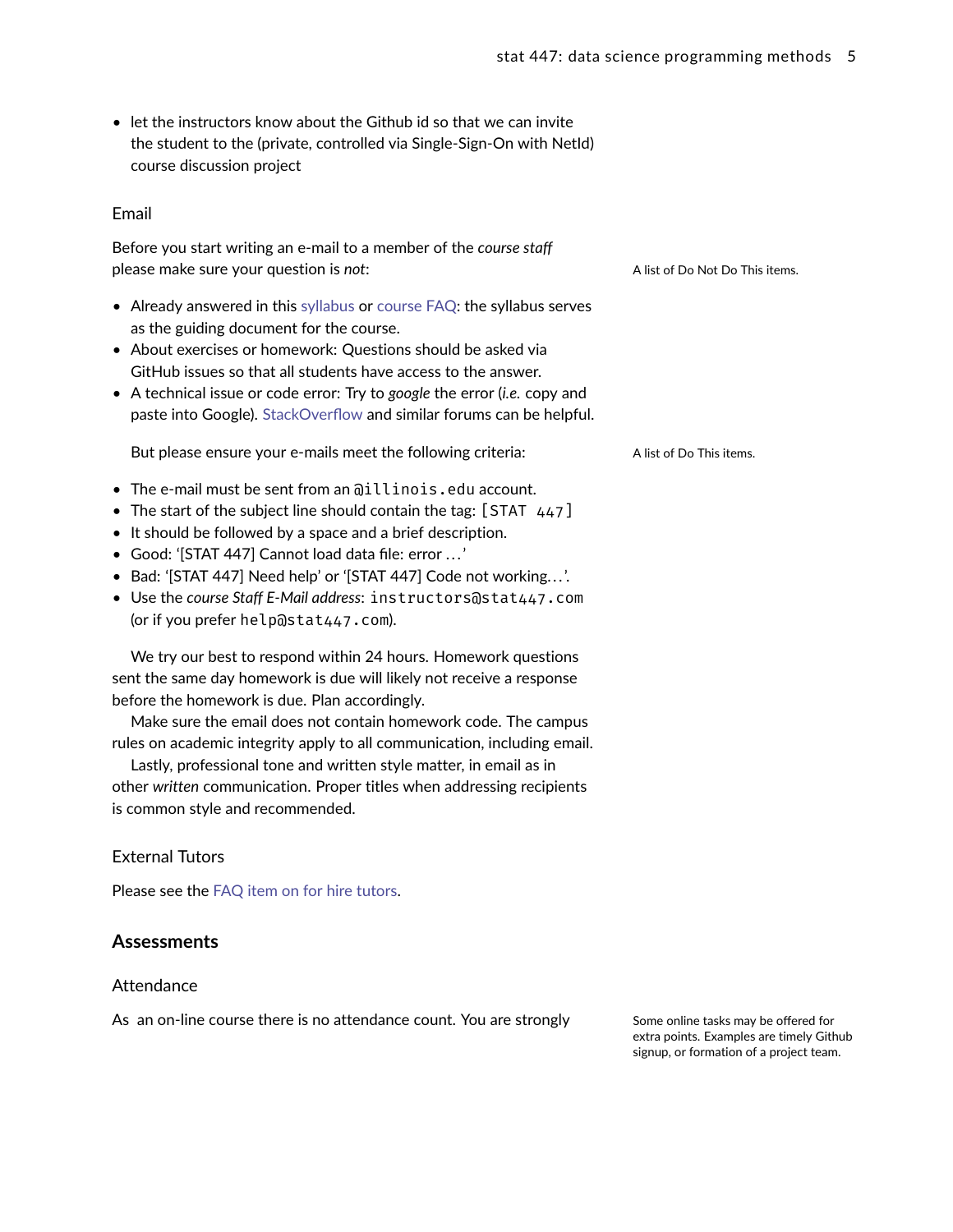- let the instructors know about the Github id so that we can invite the student to the (private, controlled via Single-Sign-On with NetId) course discussion project

### Email

Before you start writing an e-mail to a member of the *course staff* please make sure your question is *not*:

A list of Do Not Do This items.

- Already answered in this syllabus or course FAQ: the syllabus serves as the guiding document for the course.
- About exercises or homework: Questions should be asked via GitHub issues so that all students have access to the answer.
- A technical issue or code error: Try to *google* the error (*i.e.* copy and paste into Google). StackOverflow and similar forums can be helpful.

But please ensure your e-mails meet the following criteria:

A list of Do This items.

- The e-mail must be sent from an `@illinois.edu` account.
- The start of the subject line should contain the tag: `[STAT 447]`
- It should be followed by a space and a brief description.
- Good: '[STAT 447] Cannot load data file: error …'
- Bad: '[STAT 447] Need help' or '[STAT 447] Code not working…'.
- Use the *course Staff E-Mail address*: `instructors@stat447.com` (or if you prefer `help@stat447.com`).

We try our best to respond within 24 hours. Homework questions sent the same day homework is due will likely not receive a response before the homework is due. Plan accordingly.

Make sure the email does not contain homework code. The campus rules on academic integrity apply to all communication, including email.

Lastly, professional tone and written style matter, in email as in other *written* communication. Proper titles when addressing recipients is common style and recommended.

### External Tutors

Please see the FAQ item on for hire tutors.

## Assessments

### Attendance

As an on-line course there is no attendance count. You are strongly

Some online tasks may be offered for extra points. Examples are timely Github signup, or formation of a project team.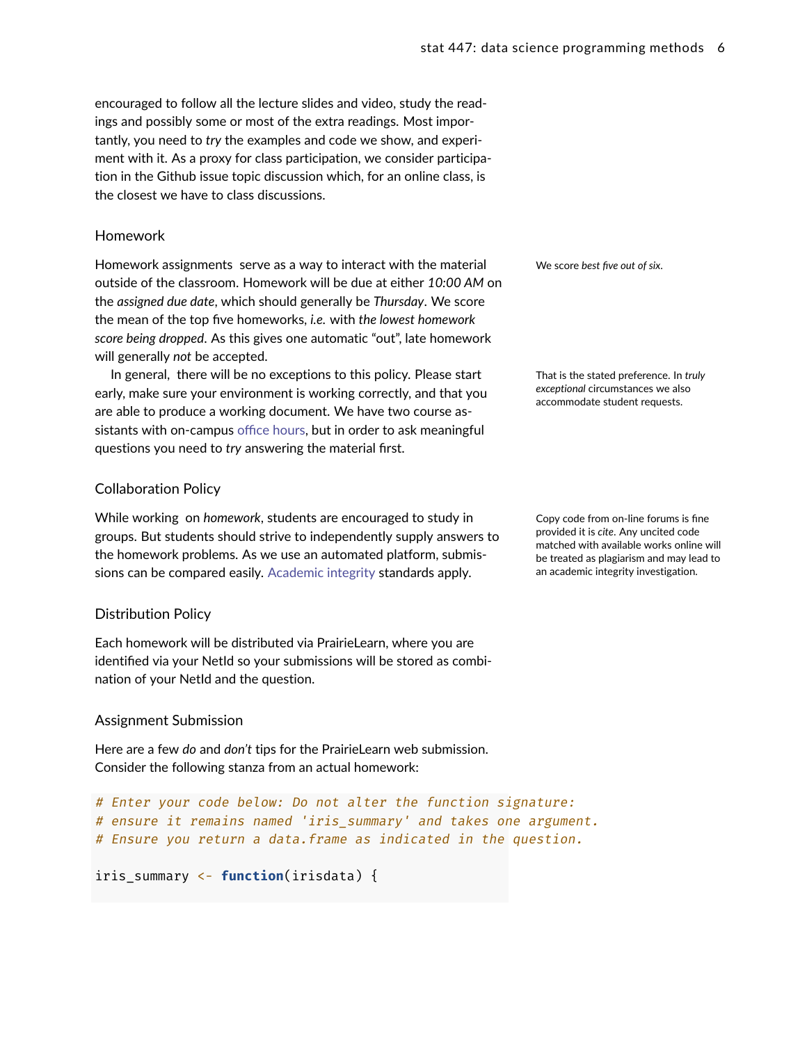encouraged to follow all the lecture slides and video, study the readings and possibly some or most of the extra readings. Most importantly, you need to *try* the examples and code we show, and experiment with it. As a proxy for class participation, we consider participation in the Github issue topic discussion which, for an online class, is the closest we have to class discussions.

## Homework

Homework assignments serve as a way to interact with the material outside of the classroom. Homework will be due at either *10:00 AM* on the *assigned due date*, which should generally be *Thursday*. We score the mean of the top five homeworks, *i.e.* with *the lowest homework score being dropped*. As this gives one automatic "out", late homework will generally *not* be accepted.

We score *best five out of six*.

In general, there will be no exceptions to this policy. Please start early, make sure your environment is working correctly, and that you are able to produce a working document. We have two course assistants with on-campus office hours, but in order to ask meaningful questions you need to *try* answering the material first.

That is the stated preference. In *truly exceptional* circumstances we also accommodate student requests.

## Collaboration Policy

While working on *homework*, students are encouraged to study in groups. But students should strive to independently supply answers to the homework problems. As we use an automated platform, submissions can be compared easily. Academic integrity standards apply.

Copy code from on-line forums is fine provided it is *cite*. Any uncited code matched with available works online will be treated as plagiarism and may lead to an academic integrity investigation.

## Distribution Policy

Each homework will be distributed via PrairieLearn, where you are identified via your NetId so your submissions will be stored as combination of your NetId and the question.

## Assignment Submission

Here are a few *do* and *don't* tips for the PrairieLearn web submission. Consider the following stanza from an actual homework:

```r
# Enter your code below: Do not alter the function signature:
# ensure it remains named 'iris_summary' and takes one argument.
# Ensure you return a data.frame as indicated in the question.

iris_summary <- function(irisdata) {
```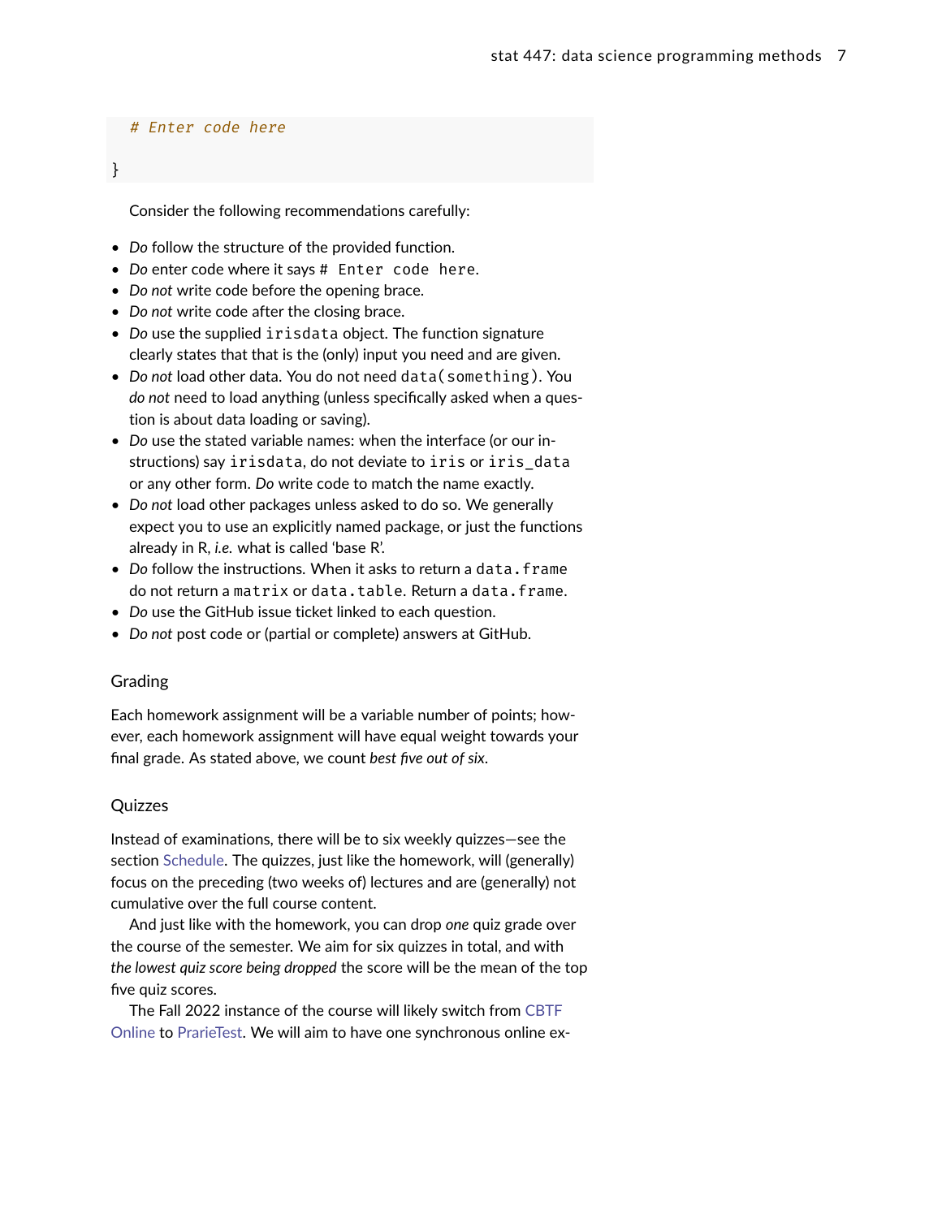```
  # Enter code here

}
```

Consider the following recommendations carefully:

- *Do* follow the structure of the provided function.
- *Do* enter code where it says `# Enter code here`.
- *Do not* write code before the opening brace.
- *Do not* write code after the closing brace.
- *Do* use the supplied `irisdata` object. The function signature clearly states that that is the (only) input you need and are given.
- *Do not* load other data. You do not need `data(something)`. You *do not* need to load anything (unless specifically asked when a question is about data loading or saving).
- *Do* use the stated variable names: when the interface (or our instructions) say `irisdata`, do not deviate to `iris` or `iris_data` or any other form. *Do* write code to match the name exactly.
- *Do not* load other packages unless asked to do so. We generally expect you to use an explicitly named package, or just the functions already in R, *i.e.* what is called 'base R'.
- *Do* follow the instructions. When it asks to return a `data.frame` do not return a `matrix` or `data.table`. Return a `data.frame`.
- *Do* use the GitHub issue ticket linked to each question.
- *Do not* post code or (partial or complete) answers at GitHub.

## Grading

Each homework assignment will be a variable number of points; however, each homework assignment will have equal weight towards your final grade. As stated above, we count *best five out of six*.

## Quizzes

Instead of examinations, there will be to six weekly quizzes—see the section Schedule. The quizzes, just like the homework, will (generally) focus on the preceding (two weeks of) lectures and are (generally) not cumulative over the full course content.

And just like with the homework, you can drop *one* quiz grade over the course of the semester. We aim for six quizzes in total, and with *the lowest quiz score being dropped* the score will be the mean of the top five quiz scores.

The Fall 2022 instance of the course will likely switch from CBTF Online to PrarieTest. We will aim to have one synchronous online ex-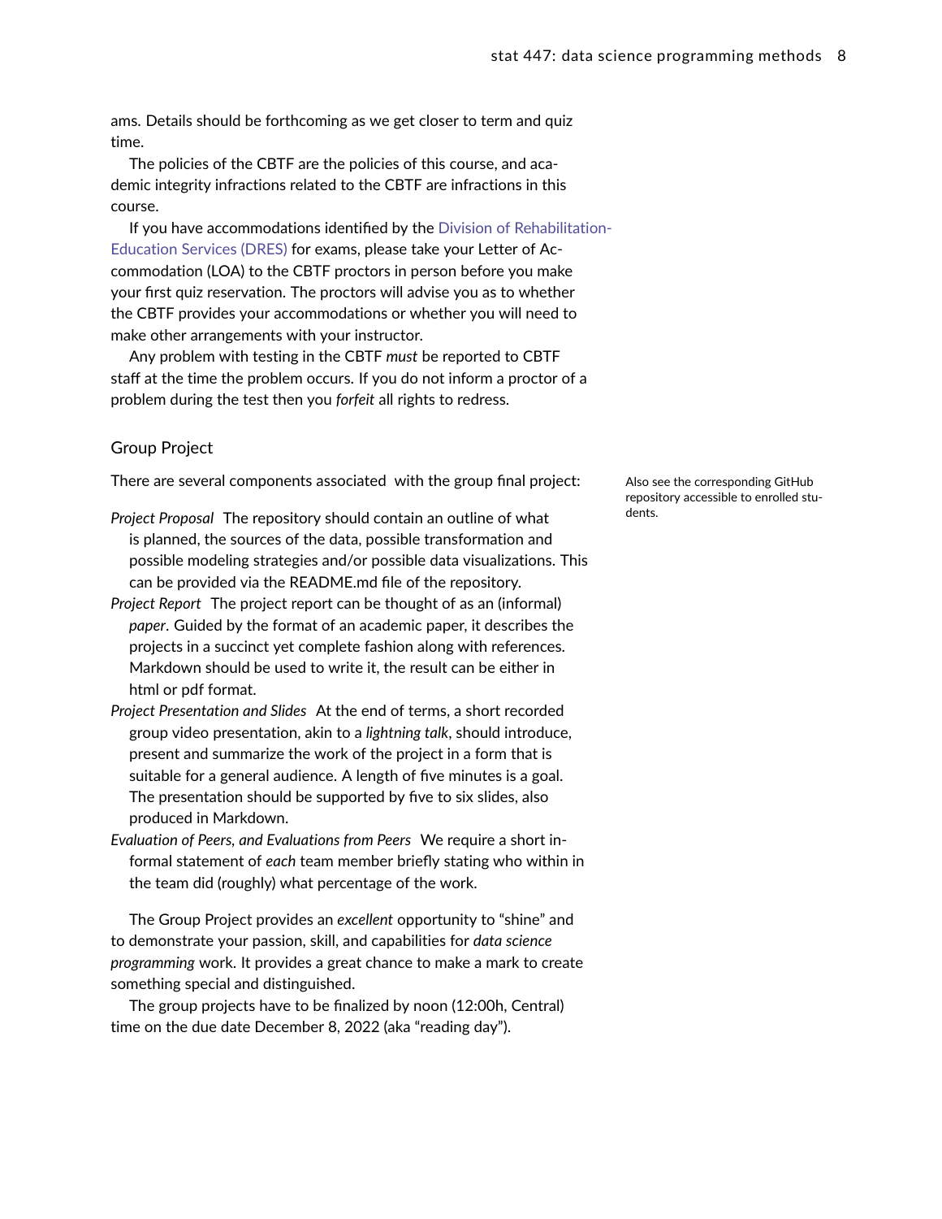ams. Details should be forthcoming as we get closer to term and quiz time.

The policies of the CBTF are the policies of this course, and academic integrity infractions related to the CBTF are infractions in this course.

If you have accommodations identified by the Division of Rehabilitation-Education Services (DRES) for exams, please take your Letter of Accommodation (LOA) to the CBTF proctors in person before you make your first quiz reservation. The proctors will advise you as to whether the CBTF provides your accommodations or whether you will need to make other arrangements with your instructor.

Any problem with testing in the CBTF *must* be reported to CBTF staff at the time the problem occurs. If you do not inform a proctor of a problem during the test then you *forfeit* all rights to redress.

## Group Project

There are several components associated with the group final project:

Also see the corresponding GitHub repository accessible to enrolled students.

*Project Proposal* The repository should contain an outline of what is planned, the sources of the data, possible transformation and possible modeling strategies and/or possible data visualizations. This can be provided via the README.md file of the repository.

*Project Report* The project report can be thought of as an (informal) *paper*. Guided by the format of an academic paper, it describes the projects in a succinct yet complete fashion along with references. Markdown should be used to write it, the result can be either in html or pdf format.

*Project Presentation and Slides* At the end of terms, a short recorded group video presentation, akin to a *lightning talk*, should introduce, present and summarize the work of the project in a form that is suitable for a general audience. A length of five minutes is a goal. The presentation should be supported by five to six slides, also produced in Markdown.

*Evaluation of Peers, and Evaluations from Peers* We require a short informal statement of *each* team member briefly stating who within in the team did (roughly) what percentage of the work.

The Group Project provides an *excellent* opportunity to "shine" and to demonstrate your passion, skill, and capabilities for *data science programming* work. It provides a great chance to make a mark to create something special and distinguished.

The group projects have to be finalized by noon (12:00h, Central) time on the due date December 8, 2022 (aka "reading day").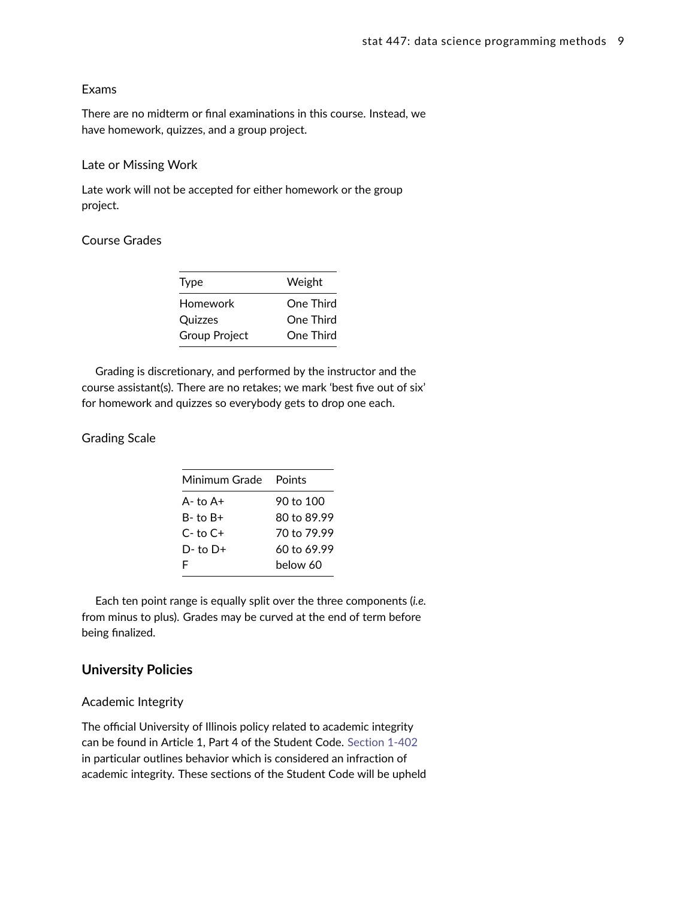### Exams

There are no midterm or final examinations in this course. Instead, we have homework, quizzes, and a group project.

### Late or Missing Work

Late work will not be accepted for either homework or the group project.

### Course Grades

| Type | Weight |
|---|---|
| Homework | One Third |
| Quizzes | One Third |
| Group Project | One Third |

Grading is discretionary, and performed by the instructor and the course assistant(s). There are no retakes; we mark 'best five out of six' for homework and quizzes so everybody gets to drop one each.

### Grading Scale

| Minimum Grade | Points |
|---|---|
| A- to A+ | 90 to 100 |
| B- to B+ | 80 to 89.99 |
| C- to C+ | 70 to 79.99 |
| D- to D+ | 60 to 69.99 |
| F | below 60 |

Each ten point range is equally split over the three components (*i.e.* from minus to plus). Grades may be curved at the end of term before being finalized.

## University Policies

### Academic Integrity

The official University of Illinois policy related to academic integrity can be found in Article 1, Part 4 of the Student Code. Section 1-402 in particular outlines behavior which is considered an infraction of academic integrity. These sections of the Student Code will be upheld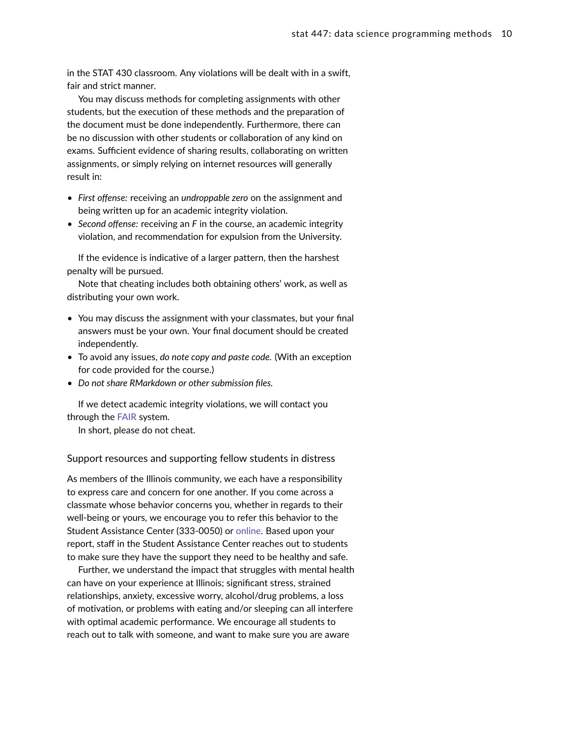in the STAT 430 classroom. Any violations will be dealt with in a swift, fair and strict manner.

You may discuss methods for completing assignments with other students, but the execution of these methods and the preparation of the document must be done independently. Furthermore, there can be no discussion with other students or collaboration of any kind on exams. Sufficient evidence of sharing results, collaborating on written assignments, or simply relying on internet resources will generally result in:

- *First offense:* receiving an *undroppable zero* on the assignment and being written up for an academic integrity violation.
- *Second offense:* receiving an *F* in the course, an academic integrity violation, and recommendation for expulsion from the University.

If the evidence is indicative of a larger pattern, then the harshest penalty will be pursued.

Note that cheating includes both obtaining others' work, as well as distributing your own work.

- You may discuss the assignment with your classmates, but your final answers must be your own. Your final document should be created independently.
- To avoid any issues, *do note copy and paste code.* (With an exception for code provided for the course.)
- *Do not share RMarkdown or other submission files.*

If we detect academic integrity violations, we will contact you through the FAIR system.

In short, please do not cheat.

## Support resources and supporting fellow students in distress

As members of the Illinois community, we each have a responsibility to express care and concern for one another. If you come across a classmate whose behavior concerns you, whether in regards to their well-being or yours, we encourage you to refer this behavior to the Student Assistance Center (333-0050) or online. Based upon your report, staff in the Student Assistance Center reaches out to students to make sure they have the support they need to be healthy and safe.

Further, we understand the impact that struggles with mental health can have on your experience at Illinois; significant stress, strained relationships, anxiety, excessive worry, alcohol/drug problems, a loss of motivation, or problems with eating and/or sleeping can all interfere with optimal academic performance. We encourage all students to reach out to talk with someone, and want to make sure you are aware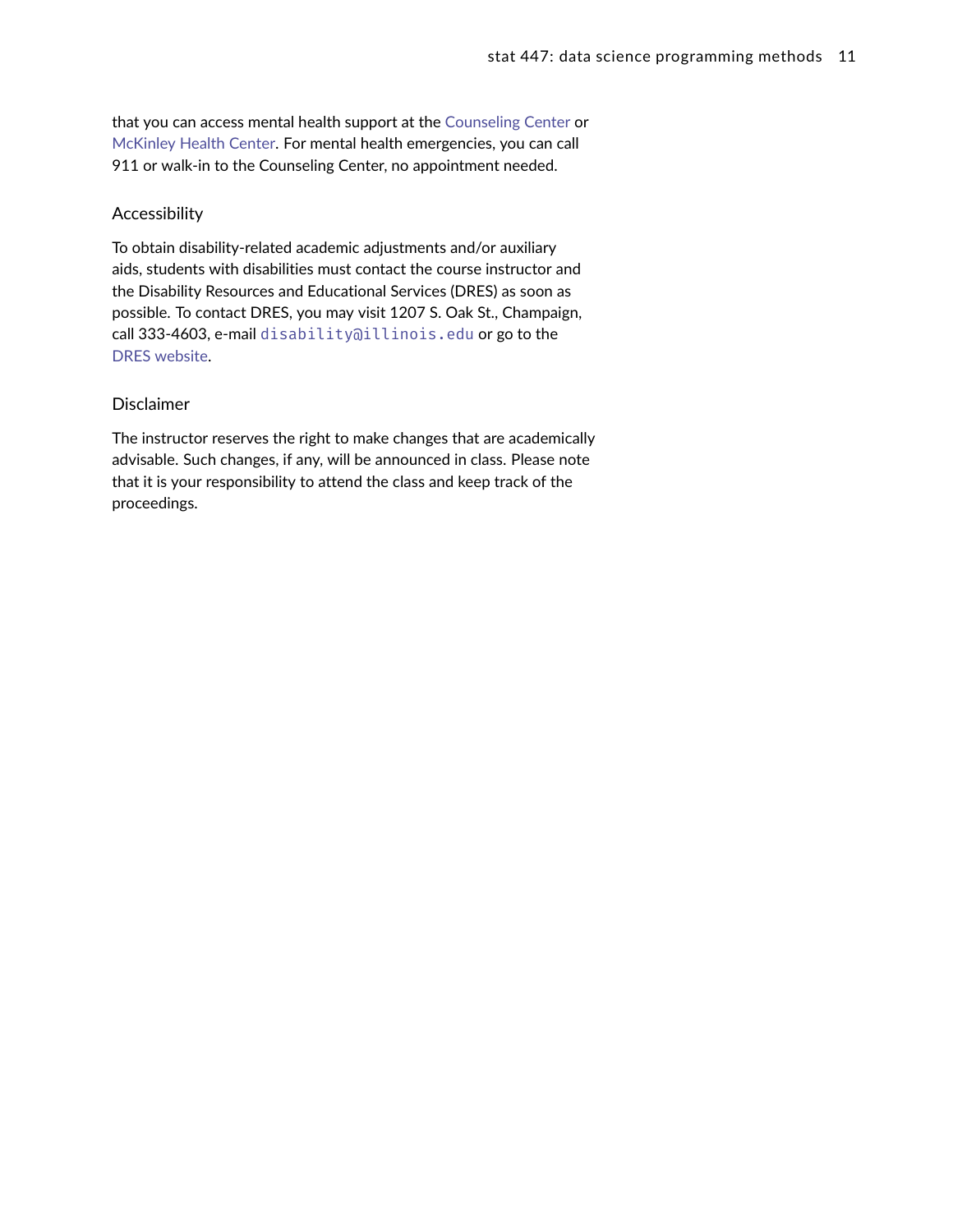that you can access mental health support at the Counseling Center or McKinley Health Center. For mental health emergencies, you can call 911 or walk-in to the Counseling Center, no appointment needed.

## Accessibility

To obtain disability-related academic adjustments and/or auxiliary aids, students with disabilities must contact the course instructor and the Disability Resources and Educational Services (DRES) as soon as possible. To contact DRES, you may visit 1207 S. Oak St., Champaign, call 333-4603, e-mail `disability@illinois.edu` or go to the DRES website.

## Disclaimer

The instructor reserves the right to make changes that are academically advisable. Such changes, if any, will be announced in class. Please note that it is your responsibility to attend the class and keep track of the proceedings.